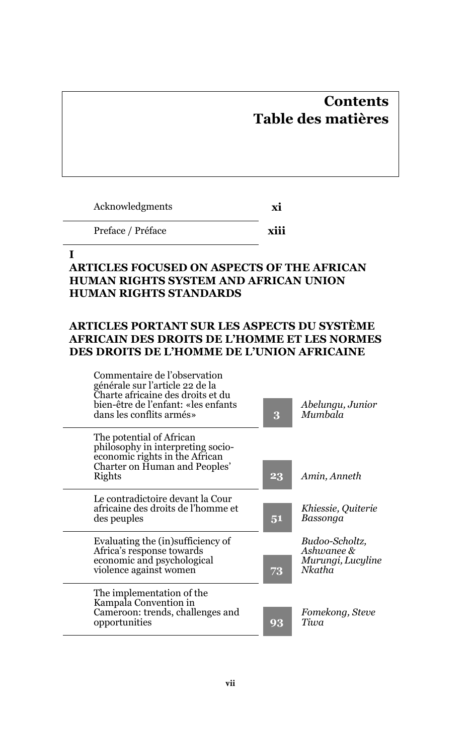# Contents
# Table des matières

| | |
|---|---|
| Acknowledgments | **xi** |
| Preface / Préface | **xiii** |

## I
## ARTICLES FOCUSED ON ASPECTS OF THE AFRICAN HUMAN RIGHTS SYSTEM AND AFRICAN UNION HUMAN RIGHTS STANDARDS

## ARTICLES PORTANT SUR LES ASPECTS DU SYSTÈME AFRICAIN DES DROITS DE L'HOMME ET LES NORMES DES DROITS DE L'HOMME DE L'UNION AFRICAINE

| Title | Page | Author |
|---|---|---|
| Commentaire de l'observation générale sur l'article 22 de la Charte africaine des droits et du bien-être de l'enfant: «les enfants dans les conflits armés» | **3** | *Abelungu, Junior Mumbala* |
| The potential of African philosophy in interpreting socio-economic rights in the African Charter on Human and Peoples' Rights | **23** | *Amin, Anneth* |
| Le contradictoire devant la Cour africaine des droits de l'homme et des peuples | **51** | *Khiessie, Quiterie Bassonga* |
| Evaluating the (in)sufficiency of Africa's response towards economic and psychological violence against women | **73** | *Budoo-Scholtz, Ashwanee & Murungi, Lucyline Nkatha* |
| The implementation of the Kampala Convention in Cameroon: trends, challenges and opportunities | **93** | *Fomekong, Steve Tiwa* |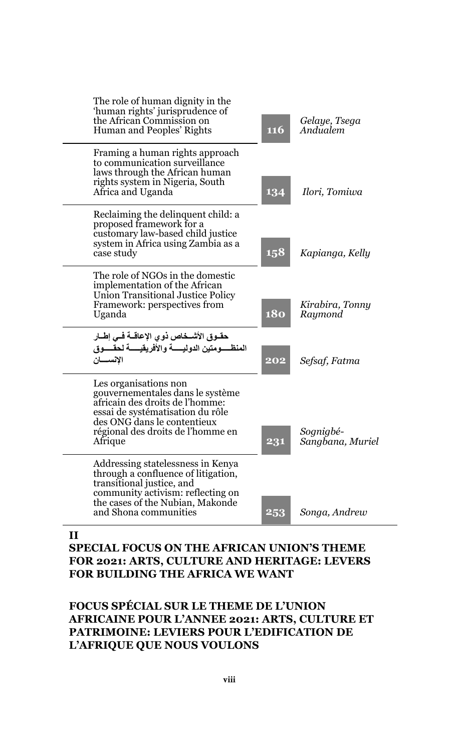| | | |
|---|---|---|
| The role of human dignity in the 'human rights' jurisprudence of the African Commission on Human and Peoples' Rights | 116 | *Gelaye, Tsega Andualem* |
| Framing a human rights approach to communication surveillance laws through the African human rights system in Nigeria, South Africa and Uganda | 134 | *Ilori, Tomiwa* |
| Reclaiming the delinquent child: a proposed framework for a customary law-based child justice system in Africa using Zambia as a case study | 158 | *Kapianga, Kelly* |
| The role of NGOs in the domestic implementation of the African Union Transitional Justice Policy Framework: perspectives from Uganda | 180 | *Kirabira, Tonny Raymond* |
| حقوق الأشخاص ذوي الإعاقة في إطار المنظومتين الدولية والأفريقية لحقوق الإنسان | 202 | *Sefsaf, Fatma* |
| Les organisations non gouvernementales dans le système africain des droits de l'homme: essai de systématisation du rôle des ONG dans le contentieux régional des droits de l'homme en Afrique | 231 | *Sognigbé-Sangbana, Muriel* |
| Addressing statelessness in Kenya through a confluence of litigation, transitional justice, and community activism: reflecting on the cases of the Nubian, Makonde and Shona communities | 253 | *Songa, Andrew* |

## II
## SPECIAL FOCUS ON THE AFRICAN UNION'S THEME FOR 2021: ARTS, CULTURE AND HERITAGE: LEVERS FOR BUILDING THE AFRICA WE WANT

## FOCUS SPÉCIAL SUR LE THEME DE L'UNION AFRICAINE POUR L'ANNEE 2021: ARTS, CULTURE ET PATRIMOINE: LEVIERS POUR L'EDIFICATION DE L'AFRIQUE QUE NOUS VOULONS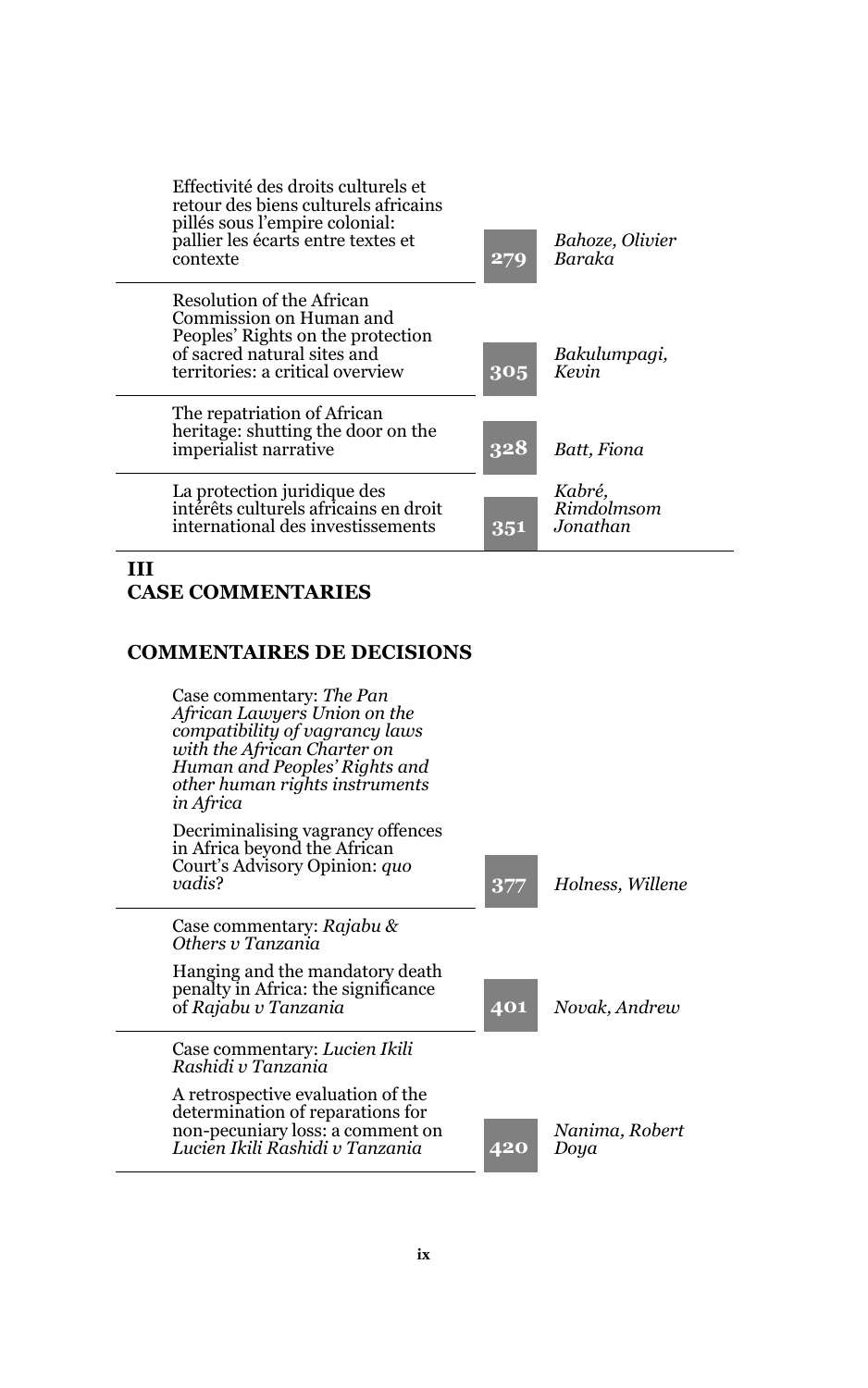| | | |
|---|---|---|
| Effectivité des droits culturels et retour des biens culturels africains pillés sous l'empire colonial: pallier les écarts entre textes et contexte | 279 | *Bahoze, Olivier Baraka* |
| Resolution of the African Commission on Human and Peoples' Rights on the protection of sacred natural sites and territories: a critical overview | 305 | *Bakulumpagi, Kevin* |
| The repatriation of African heritage: shutting the door on the imperialist narrative | 328 | *Batt, Fiona* |
| La protection juridique des intérêts culturels africains en droit international des investissements | 351 | *Kabré, Rimdolmsom Jonathan* |

## III
## CASE COMMENTARIES

## COMMENTAIRES DE DECISIONS

| | | |
|---|---|---|
| Case commentary: *The Pan African Lawyers Union on the compatibility of vagrancy laws with the African Charter on Human and Peoples' Rights and other human rights instruments in Africa*<br><br>Decriminalising vagrancy offences in Africa beyond the African Court's Advisory Opinion: *quo vadis*? | 377 | *Holness, Willene* |
| Case commentary: *Rajabu & Others v Tanzania*<br><br>Hanging and the mandatory death penalty in Africa: the significance of *Rajabu v Tanzania* | 401 | *Novak, Andrew* |
| Case commentary: *Lucien Ikili Rashidi v Tanzania*<br><br>A retrospective evaluation of the determination of reparations for non-pecuniary loss: a comment on *Lucien Ikili Rashidi v Tanzania* | 420 | *Nanima, Robert Doya* |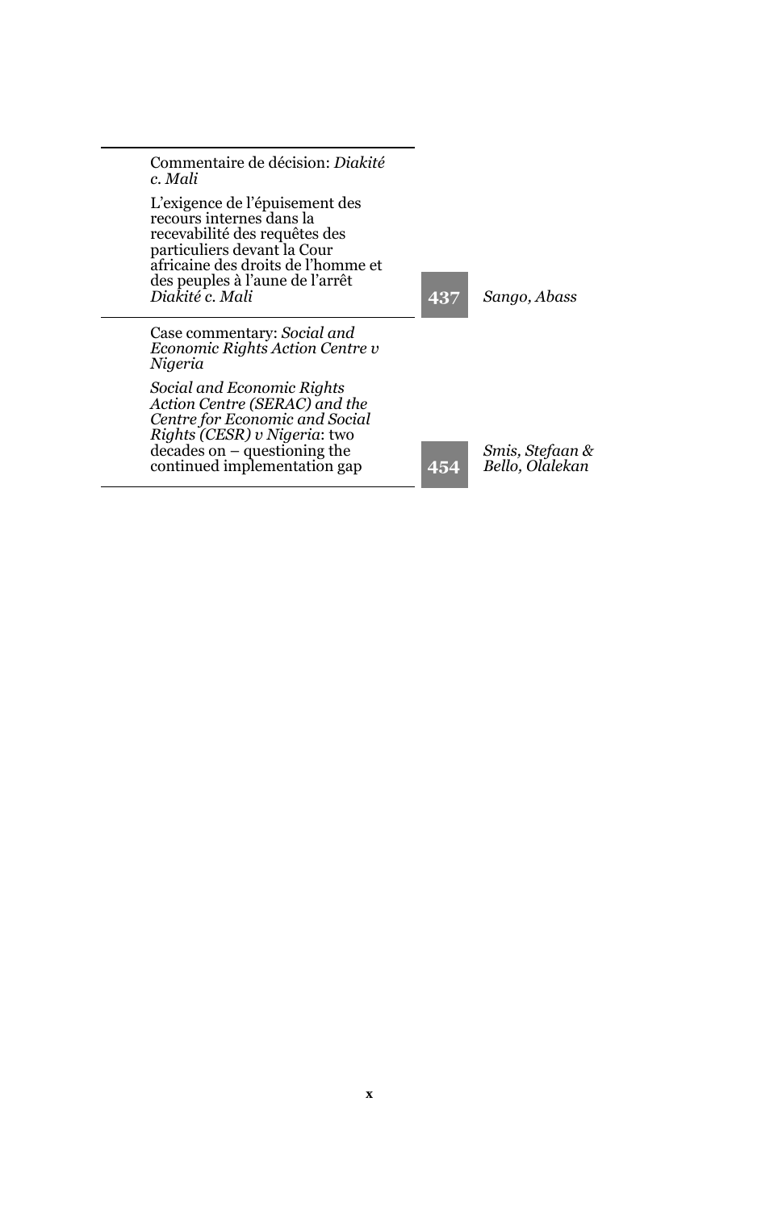| | | |
|---|---|---|
| Commentaire de décision: *Diakité c. Mali*<br><br>L'exigence de l'épuisement des recours internes dans la recevabilité des requêtes des particuliers devant la Cour africaine des droits de l'homme et des peuples à l'aune de l'arrêt *Diakité* c. *Mali* | **437** | *Sango, Abass* |
| Case commentary: *Social and Economic Rights Action Centre v Nigeria*<br><br>*Social and Economic Rights Action Centre (SERAC) and the Centre for Economic and Social Rights (CESR) v Nigeria*: two decades on – questioning the continued implementation gap | **454** | *Smis, Stefaan & Bello, Olalekan* |